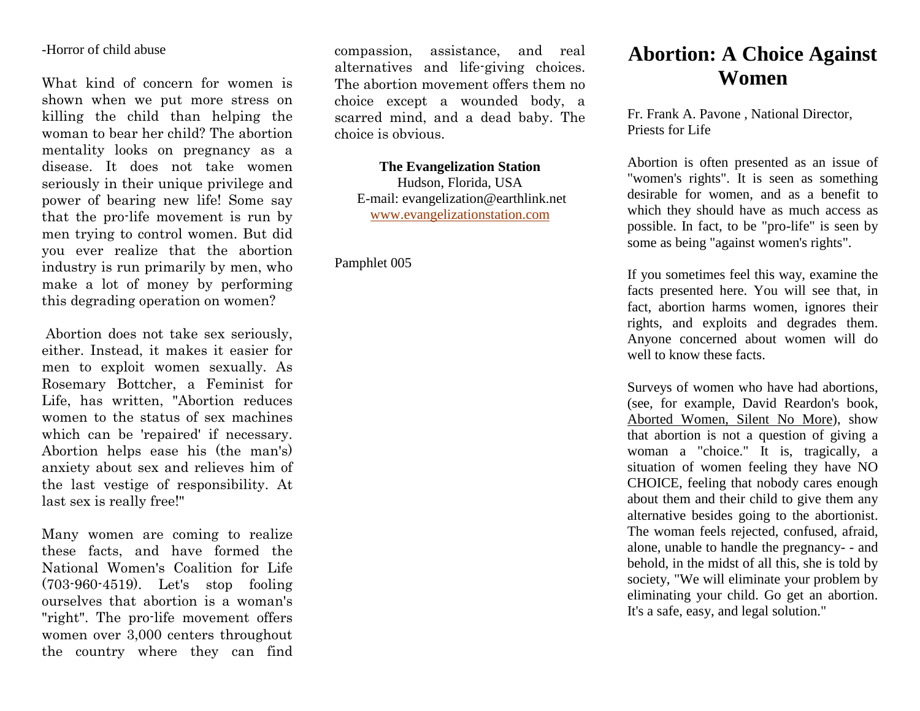-Horror of child abuse

What kind of concern for women is shown when we put more stress on killing the child than helping the woman to bear her child? The abortion mentality looks on pregnancy as a disease. It does not take women seriously in their unique privilege and power of bearing new life! Some say that the pro-life movement is run by men trying to control women. But did you ever realize that the abortion industry is run primarily by men, who make a lot of money by performing this degrading operation on women?

Abortion does not take sex seriously, either. Instead, it makes it easier for men to exploit women sexually. As Rosemary Bottcher, a Feminist for Life, has written, "Abortion reduces women to the status of sex machines which can be 'repaired' if necessary. Abortion helps ease his (the man's) anxiety about sex and relieves him of the last vestige of responsibility. At last sex is really free!"

Many women are coming to realize these facts, and have formed the National Women's Coalition for Life (703-960-4519). Let's stop fooling ourselves that abortion is a woman's "right". The pro-life movement offers women over 3,000 centers throughout the country where they can find compassion, assistance, and real alternatives and life-giving choices. The abortion movement offers them no choice except a wounded body, a scarred mind, and a dead baby. The choice is obvious.

**The Evangelization Station**
Hudson, Florida, USA
E-mail: evangelization@earthlink.net
www.evangelizationstation.com

Pamphlet 005

# Abortion: A Choice Against Women

Fr. Frank A. Pavone , National Director, Priests for Life

Abortion is often presented as an issue of "women's rights". It is seen as something desirable for women, and as a benefit to which they should have as much access as possible. In fact, to be "pro-life" is seen by some as being "against women's rights".

If you sometimes feel this way, examine the facts presented here. You will see that, in fact, abortion harms women, ignores their rights, and exploits and degrades them. Anyone concerned about women will do well to know these facts.

Surveys of women who have had abortions, (see, for example, David Reardon's book, Aborted Women, Silent No More), show that abortion is not a question of giving a woman a "choice." It is, tragically, a situation of women feeling they have NO CHOICE, feeling that nobody cares enough about them and their child to give them any alternative besides going to the abortionist. The woman feels rejected, confused, afraid, alone, unable to handle the pregnancy- - and behold, in the midst of all this, she is told by society, "We will eliminate your problem by eliminating your child. Go get an abortion. It's a safe, easy, and legal solution."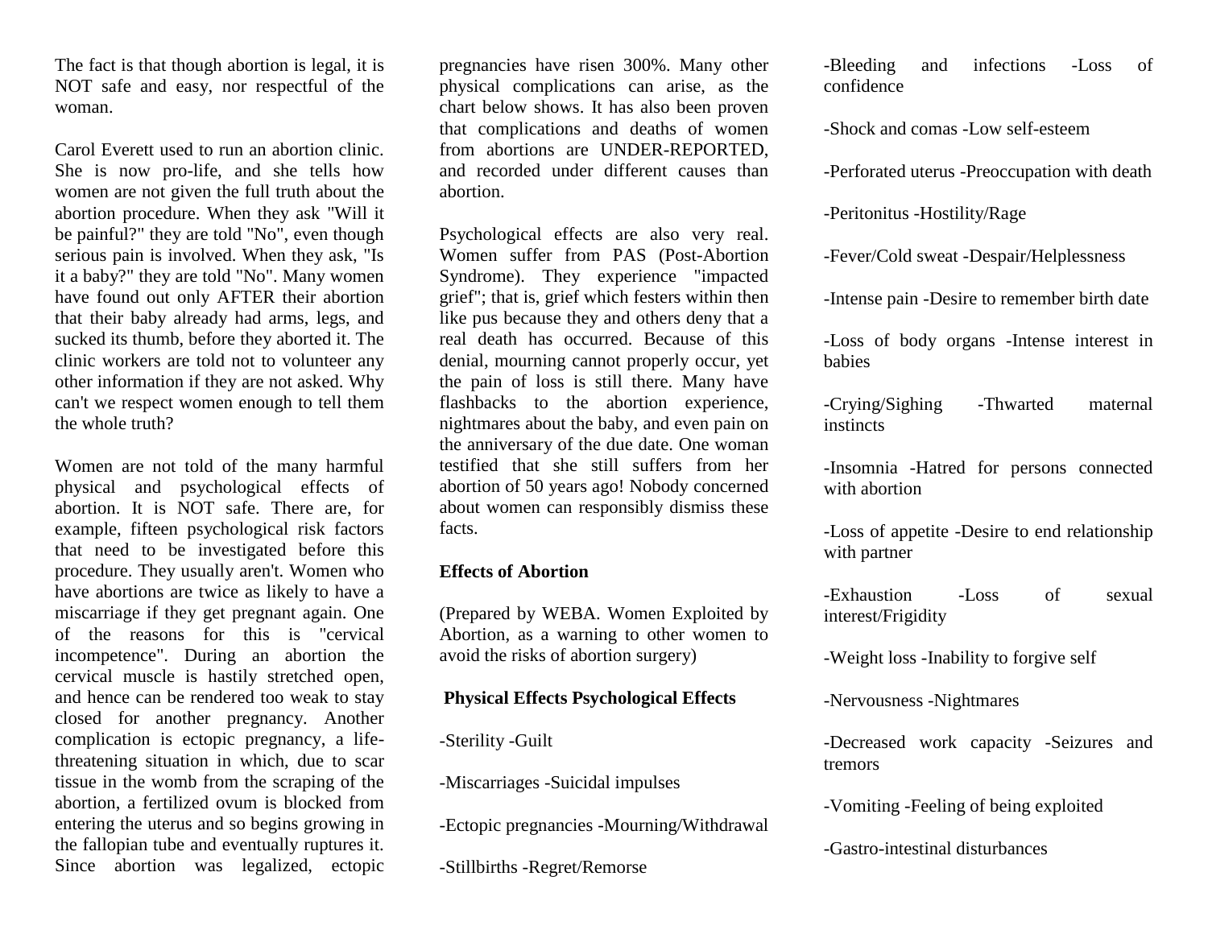The fact is that though abortion is legal, it is NOT safe and easy, nor respectful of the woman.

Carol Everett used to run an abortion clinic. She is now pro-life, and she tells how women are not given the full truth about the abortion procedure. When they ask "Will it be painful?" they are told "No", even though serious pain is involved. When they ask, "Is it a baby?" they are told "No". Many women have found out only AFTER their abortion that their baby already had arms, legs, and sucked its thumb, before they aborted it. The clinic workers are told not to volunteer any other information if they are not asked. Why can't we respect women enough to tell them the whole truth?

Women are not told of the many harmful physical and psychological effects of abortion. It is NOT safe. There are, for example, fifteen psychological risk factors that need to be investigated before this procedure. They usually aren't. Women who have abortions are twice as likely to have a miscarriage if they get pregnant again. One of the reasons for this is "cervical incompetence". During an abortion the cervical muscle is hastily stretched open, and hence can be rendered too weak to stay closed for another pregnancy. Another complication is ectopic pregnancy, a life-threatening situation in which, due to scar tissue in the womb from the scraping of the abortion, a fertilized ovum is blocked from entering the uterus and so begins growing in the fallopian tube and eventually ruptures it. Since abortion was legalized, ectopic pregnancies have risen 300%. Many other physical complications can arise, as the chart below shows. It has also been proven that complications and deaths of women from abortions are UNDER-REPORTED, and recorded under different causes than abortion.

Psychological effects are also very real. Women suffer from PAS (Post-Abortion Syndrome). They experience "impacted grief"; that is, grief which festers within then like pus because they and others deny that a real death has occurred. Because of this denial, mourning cannot properly occur, yet the pain of loss is still there. Many have flashbacks to the abortion experience, nightmares about the baby, and even pain on the anniversary of the due date. One woman testified that she still suffers from her abortion of 50 years ago! Nobody concerned about women can responsibly dismiss these facts.

**Effects of Abortion**

(Prepared by WEBA. Women Exploited by Abortion, as a warning to other women to avoid the risks of abortion surgery)

**Physical Effects Psychological Effects**

-Sterility -Guilt

-Miscarriages -Suicidal impulses

-Ectopic pregnancies -Mourning/Withdrawal

-Stillbirths -Regret/Remorse

-Bleeding and infections -Loss of confidence

-Shock and comas -Low self-esteem

-Perforated uterus -Preoccupation with death

-Peritonitus -Hostility/Rage

-Fever/Cold sweat -Despair/Helplessness

-Intense pain -Desire to remember birth date

-Loss of body organs -Intense interest in babies

-Crying/Sighing -Thwarted maternal instincts

-Insomnia -Hatred for persons connected with abortion

-Loss of appetite -Desire to end relationship with partner

-Exhaustion -Loss of sexual interest/Frigidity

-Weight loss -Inability to forgive self

-Nervousness -Nightmares

-Decreased work capacity -Seizures and tremors

-Vomiting -Feeling of being exploited

-Gastro-intestinal disturbances